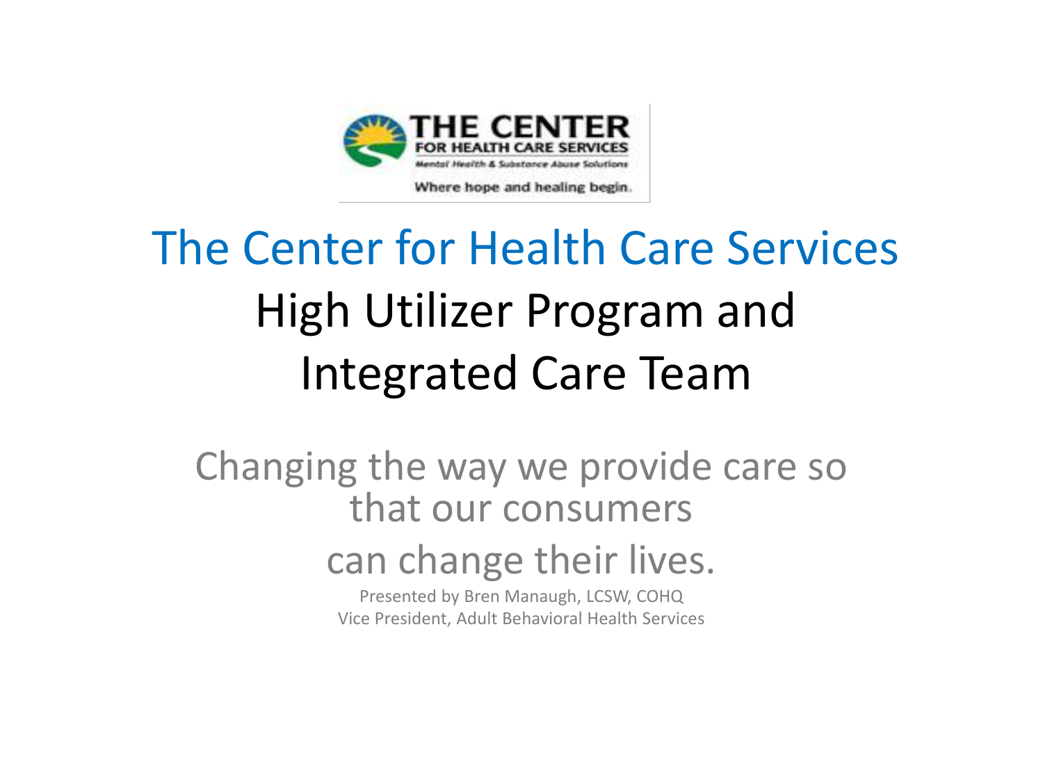THE CENTER FOR HEALTH CARE SERVICES
Mental Health & Substance Abuse Solutions
Where hope and healing begin.

# The Center for Health Care Services

# High Utilizer Program and Integrated Care Team

Changing the way we provide care so that our consumers

can change their lives.

Presented by Bren Manaugh, LCSW, COHQ
Vice President, Adult Behavioral Health Services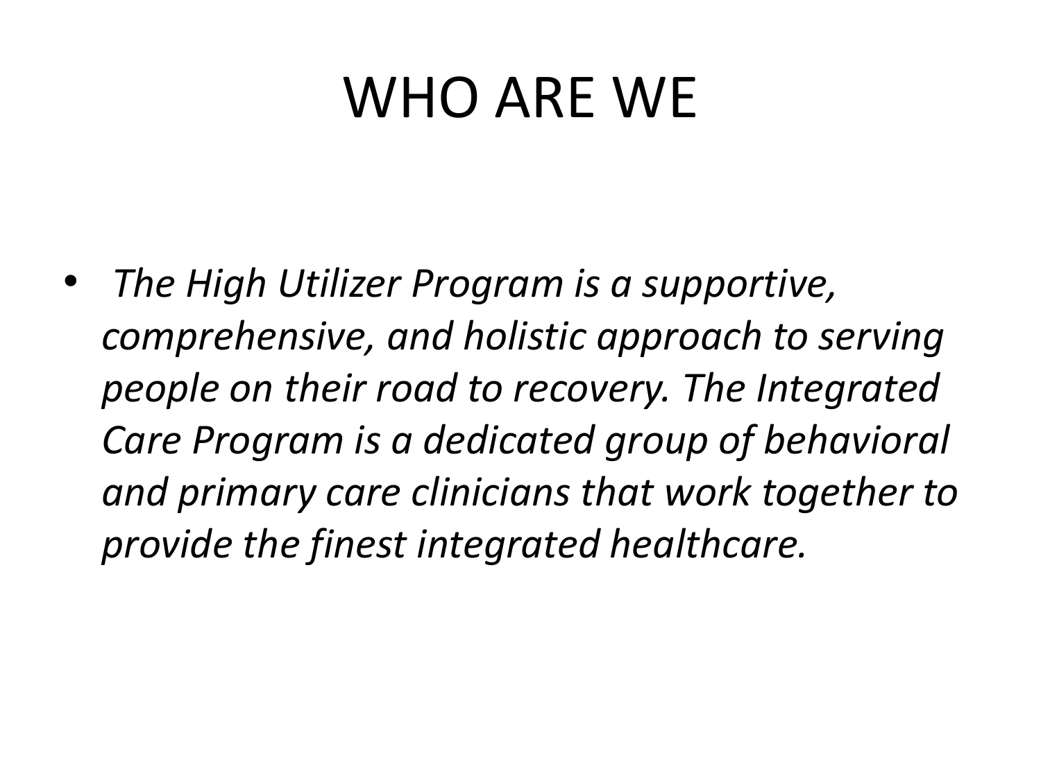# WHO ARE WE

- *The High Utilizer Program is a supportive, comprehensive, and holistic approach to serving people on their road to recovery. The Integrated Care Program is a dedicated group of behavioral and primary care clinicians that work together to provide the finest integrated healthcare.*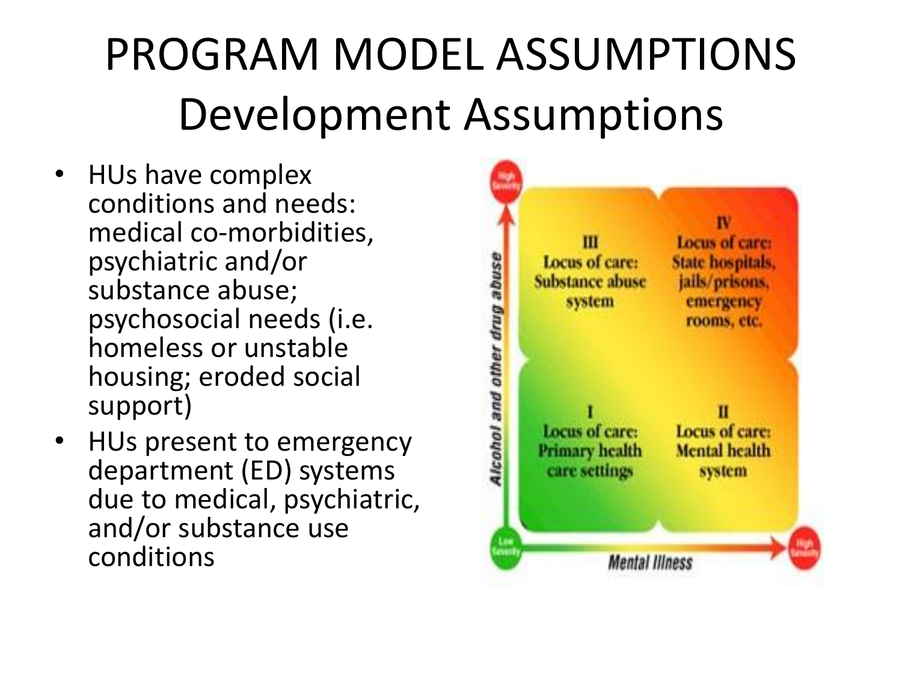# PROGRAM MODEL ASSUMPTIONS
## Development Assumptions

- HUs have complex conditions and needs: medical co-morbidities, psychiatric and/or substance abuse; psychosocial needs (i.e. homeless or unstable housing; eroded social support)
- HUs present to emergency department (ED) systems due to medical, psychiatric, and/or substance use conditions

| | Low Severity (Mental Illness) | High Severity (Mental Illness) |
|---|---|---|
| High Severity (Alcohol and other drug abuse) | III Locus of care: Substance abuse system | IV Locus of care: State hospitals, jails/prisons, emergency rooms, etc. |
| Low Severity (Alcohol and other drug abuse) | I Locus of care: Primary health care settings | II Locus of care: Mental health system |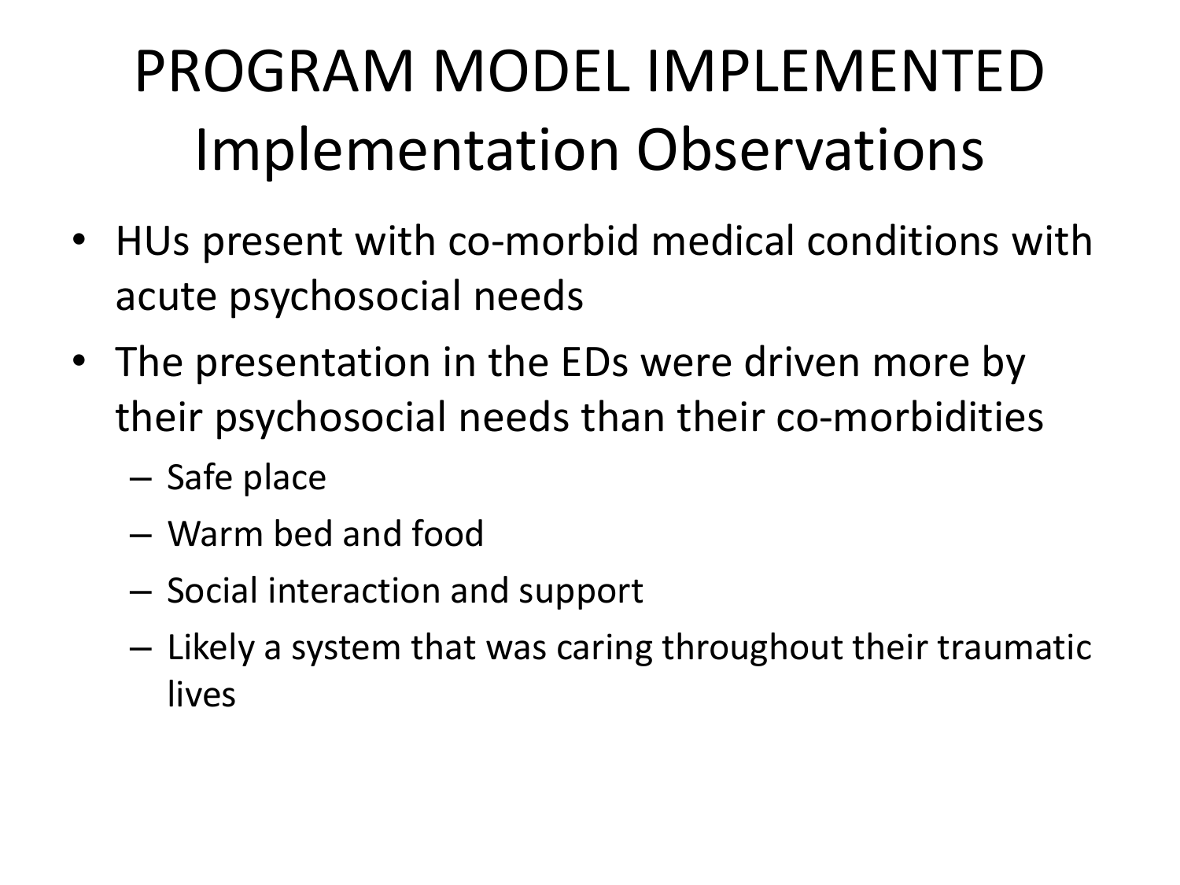# PROGRAM MODEL IMPLEMENTED Implementation Observations

- HUs present with co-morbid medical conditions with acute psychosocial needs
- The presentation in the EDs were driven more by their psychosocial needs than their co-morbidities
  - Safe place
  - Warm bed and food
  - Social interaction and support
  - Likely a system that was caring throughout their traumatic lives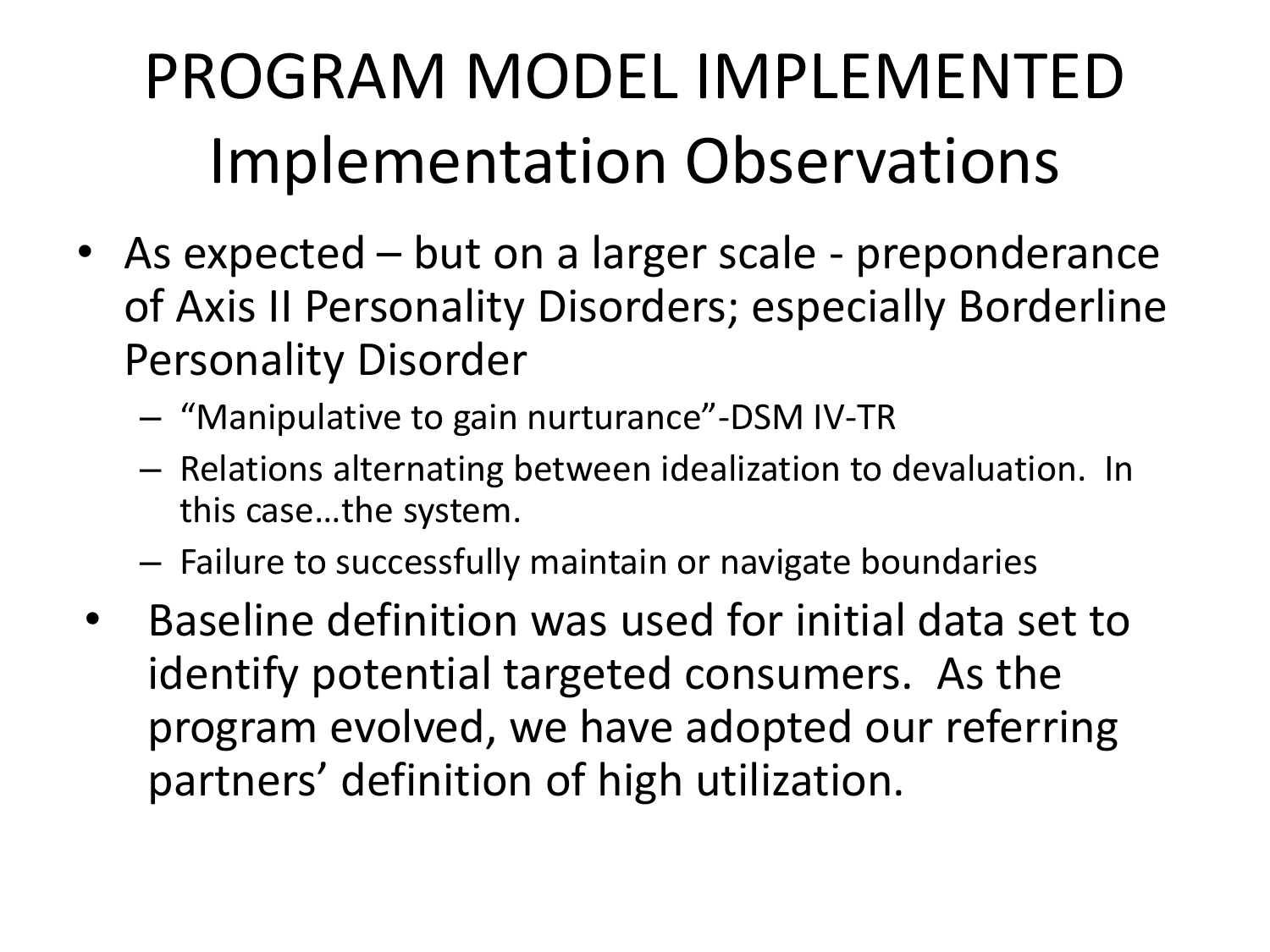# PROGRAM MODEL IMPLEMENTED
## Implementation Observations

- As expected – but on a larger scale - preponderance of Axis II Personality Disorders; especially Borderline Personality Disorder
  - "Manipulative to gain nurturance"-DSM IV-TR
  - Relations alternating between idealization to devaluation. In this case…the system.
  - Failure to successfully maintain or navigate boundaries
- Baseline definition was used for initial data set to identify potential targeted consumers. As the program evolved, we have adopted our referring partners' definition of high utilization.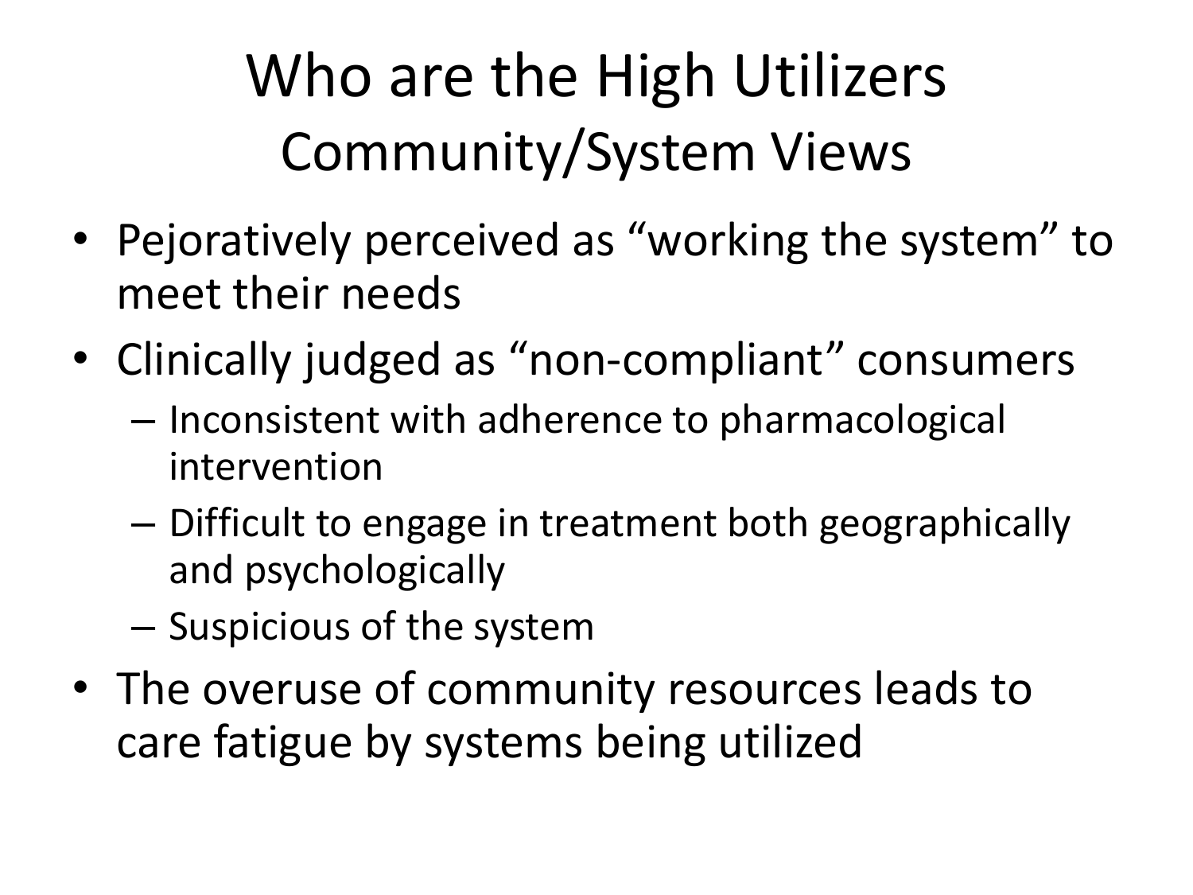# Who are the High Utilizers

## Community/System Views

- Pejoratively perceived as "working the system" to meet their needs
- Clinically judged as "non-compliant" consumers
  - Inconsistent with adherence to pharmacological intervention
  - Difficult to engage in treatment both geographically and psychologically
  - Suspicious of the system
- The overuse of community resources leads to care fatigue by systems being utilized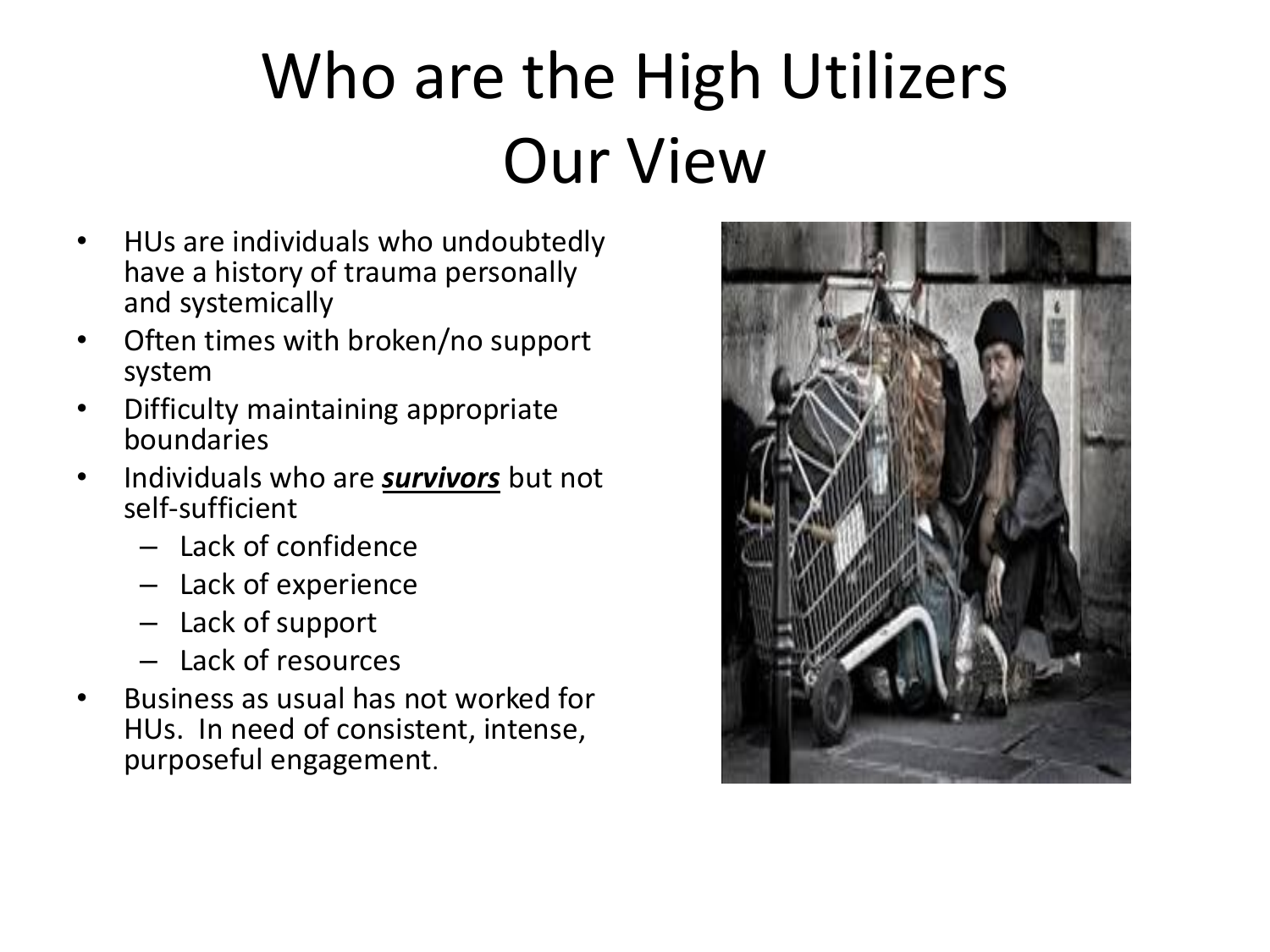# Who are the High Utilizers Our View

- HUs are individuals who undoubtedly have a history of trauma personally and systemically
- Often times with broken/no support system
- Difficulty maintaining appropriate boundaries
- Individuals who are ***<u>survivors</u>*** but not self-sufficient
  - Lack of confidence
  - Lack of experience
  - Lack of support
  - Lack of resources
- Business as usual has not worked for HUs. In need of consistent, intense, purposeful engagement.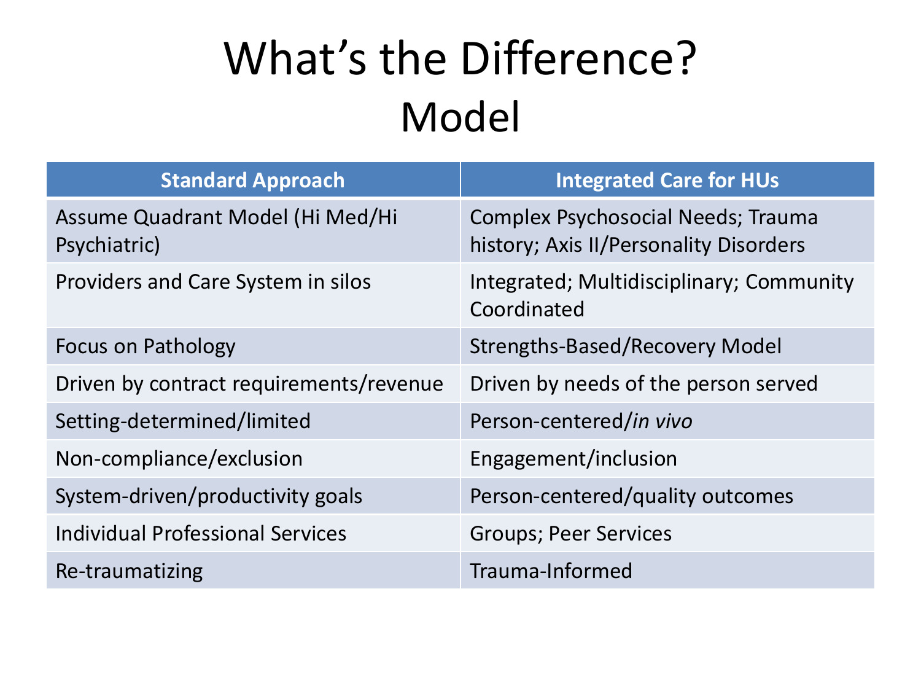# What's the Difference?
## Model

| Standard Approach | Integrated Care for HUs |
|---|---|
| Assume Quadrant Model (Hi Med/Hi Psychiatric) | Complex Psychosocial Needs; Trauma history; Axis II/Personality Disorders |
| Providers and Care System in silos | Integrated; Multidisciplinary; Community Coordinated |
| Focus on Pathology | Strengths-Based/Recovery Model |
| Driven by contract requirements/revenue | Driven by needs of the person served |
| Setting-determined/limited | Person-centered/*in vivo* |
| Non-compliance/exclusion | Engagement/inclusion |
| System-driven/productivity goals | Person-centered/quality outcomes |
| Individual Professional Services | Groups; Peer Services |
| Re-traumatizing | Trauma-Informed |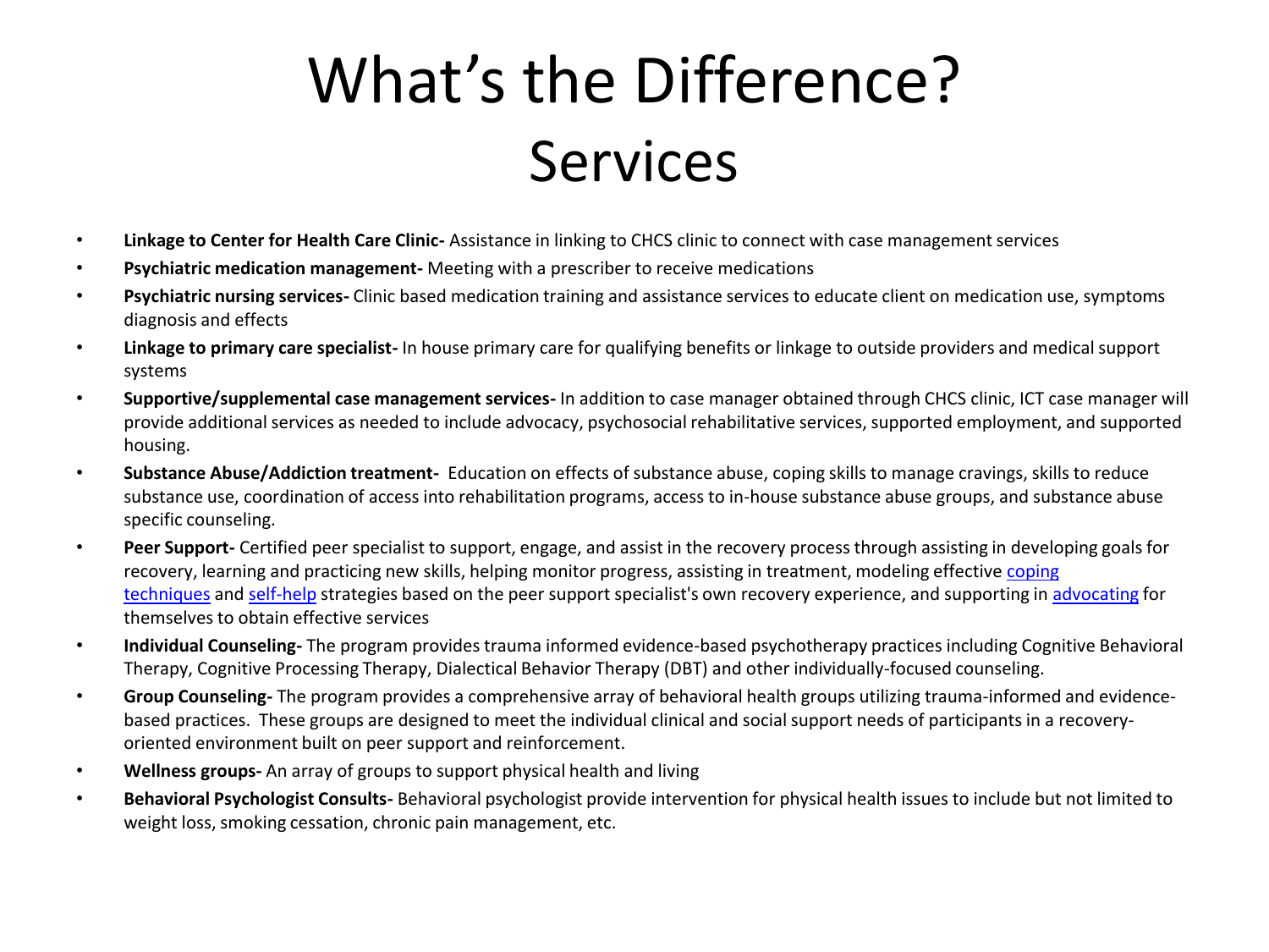# What's the Difference?
## Services

- **Linkage to Center for Health Care Clinic-** Assistance in linking to CHCS clinic to connect with case management services
- **Psychiatric medication management-** Meeting with a prescriber to receive medications
- **Psychiatric nursing services-** Clinic based medication training and assistance services to educate client on medication use, symptoms diagnosis and effects
- **Linkage to primary care specialist-** In house primary care for qualifying benefits or linkage to outside providers and medical support systems
- **Supportive/supplemental case management services-** In addition to case manager obtained through CHCS clinic, ICT case manager will provide additional services as needed to include advocacy, psychosocial rehabilitative services, supported employment, and supported housing.
- **Substance Abuse/Addiction treatment-** Education on effects of substance abuse, coping skills to manage cravings, skills to reduce substance use, coordination of access into rehabilitation programs, access to in-house substance abuse groups, and substance abuse specific counseling.
- **Peer Support-** Certified peer specialist to support, engage, and assist in the recovery process through assisting in developing goals for recovery, learning and practicing new skills, helping monitor progress, assisting in treatment, modeling effective coping techniques and self-help strategies based on the peer support specialist's own recovery experience, and supporting in advocating for themselves to obtain effective services
- **Individual Counseling-** The program provides trauma informed evidence-based psychotherapy practices including Cognitive Behavioral Therapy, Cognitive Processing Therapy, Dialectical Behavior Therapy (DBT) and other individually-focused counseling.
- **Group Counseling-** The program provides a comprehensive array of behavioral health groups utilizing trauma-informed and evidence-based practices. These groups are designed to meet the individual clinical and social support needs of participants in a recovery-oriented environment built on peer support and reinforcement.
- **Wellness groups-** An array of groups to support physical health and living
- **Behavioral Psychologist Consults-** Behavioral psychologist provide intervention for physical health issues to include but not limited to weight loss, smoking cessation, chronic pain management, etc.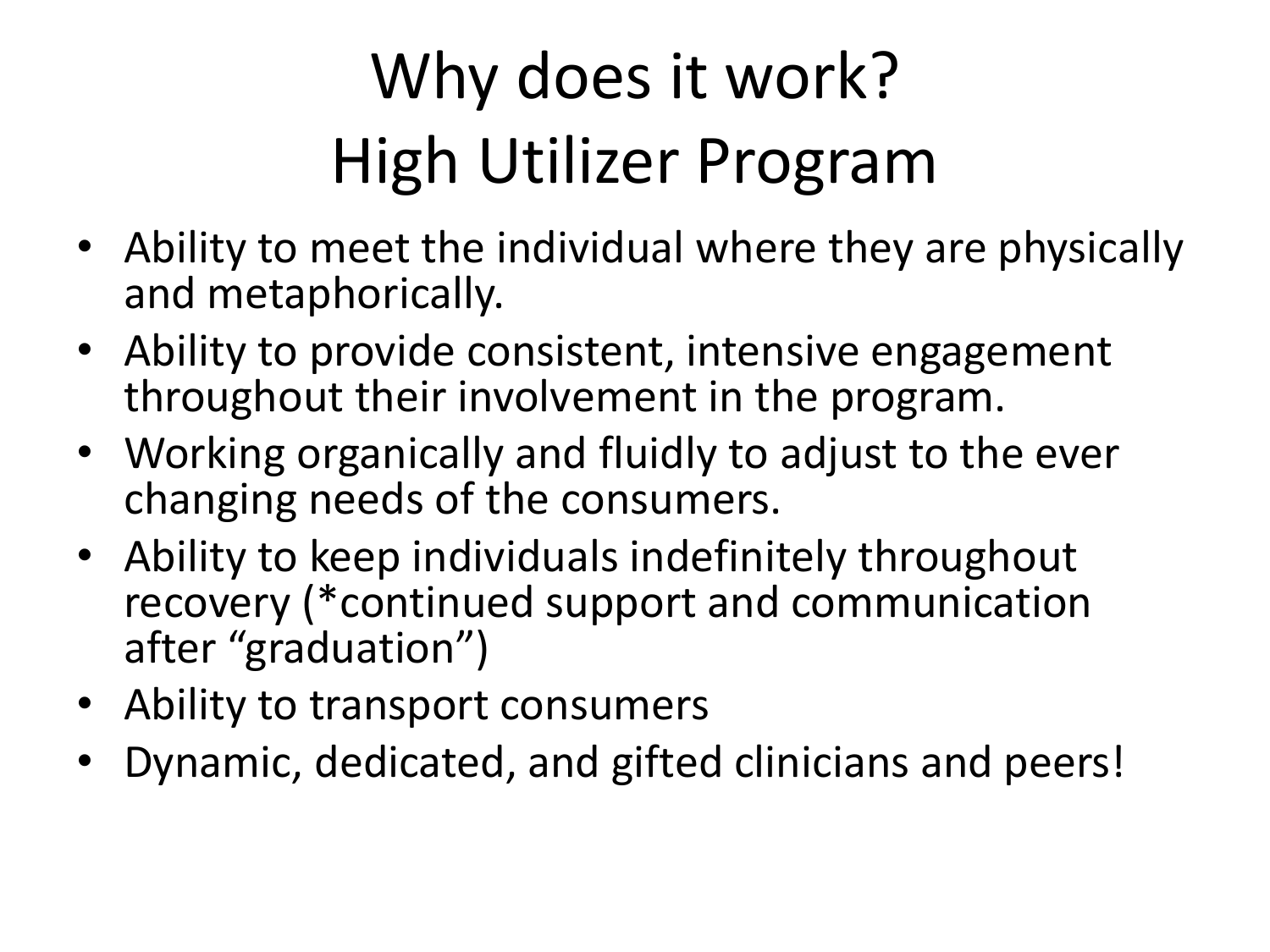# Why does it work?
# High Utilizer Program

- Ability to meet the individual where they are physically and metaphorically.
- Ability to provide consistent, intensive engagement throughout their involvement in the program.
- Working organically and fluidly to adjust to the ever changing needs of the consumers.
- Ability to keep individuals indefinitely throughout recovery (*continued support and communication after "graduation")
- Ability to transport consumers
- Dynamic, dedicated, and gifted clinicians and peers!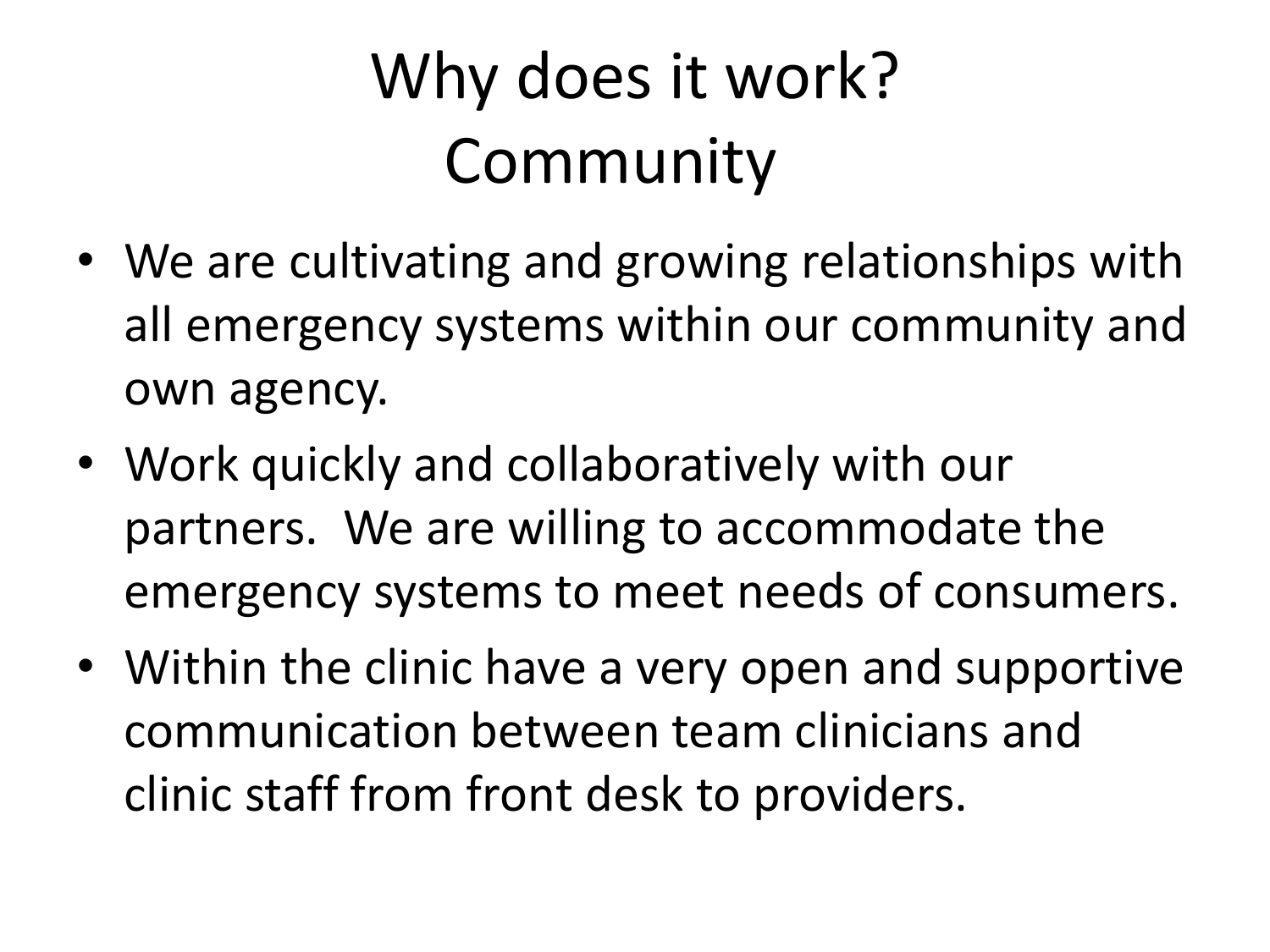# Why does it work?
# Community

- We are cultivating and growing relationships with all emergency systems within our community and own agency.
- Work quickly and collaboratively with our partners. We are willing to accommodate the emergency systems to meet needs of consumers.
- Within the clinic have a very open and supportive communication between team clinicians and clinic staff from front desk to providers.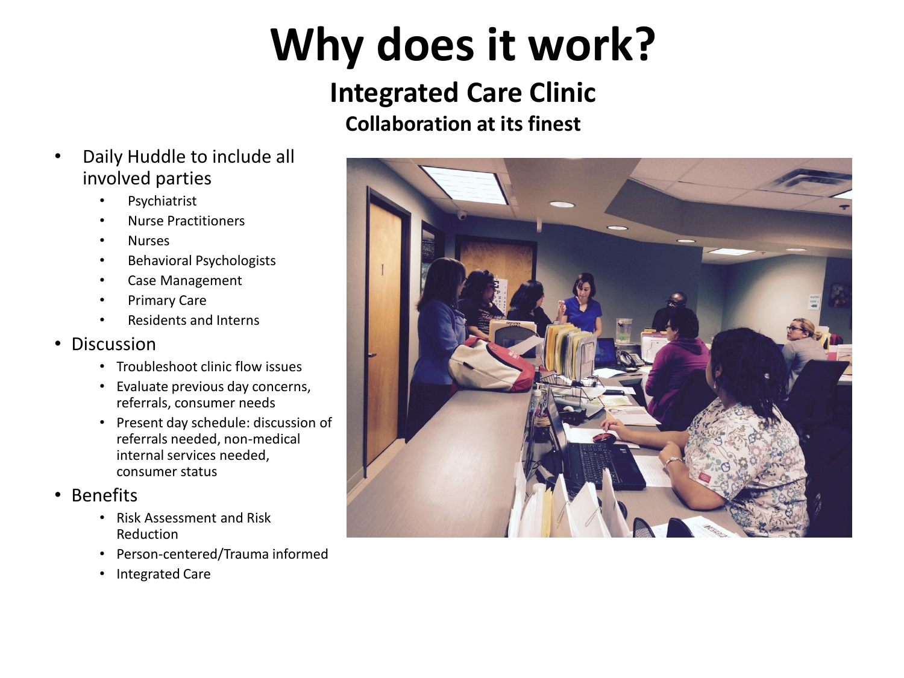# Why does it work?

## Integrated Care Clinic

### Collaboration at its finest

- Daily Huddle to include all involved parties
  - Psychiatrist
  - Nurse Practitioners
  - Nurses
  - Behavioral Psychologists
  - Case Management
  - Primary Care
  - Residents and Interns
- Discussion
  - Troubleshoot clinic flow issues
  - Evaluate previous day concerns, referrals, consumer needs
  - Present day schedule: discussion of referrals needed, non-medical internal services needed, consumer status
- Benefits
  - Risk Assessment and Risk Reduction
  - Person-centered/Trauma informed
  - Integrated Care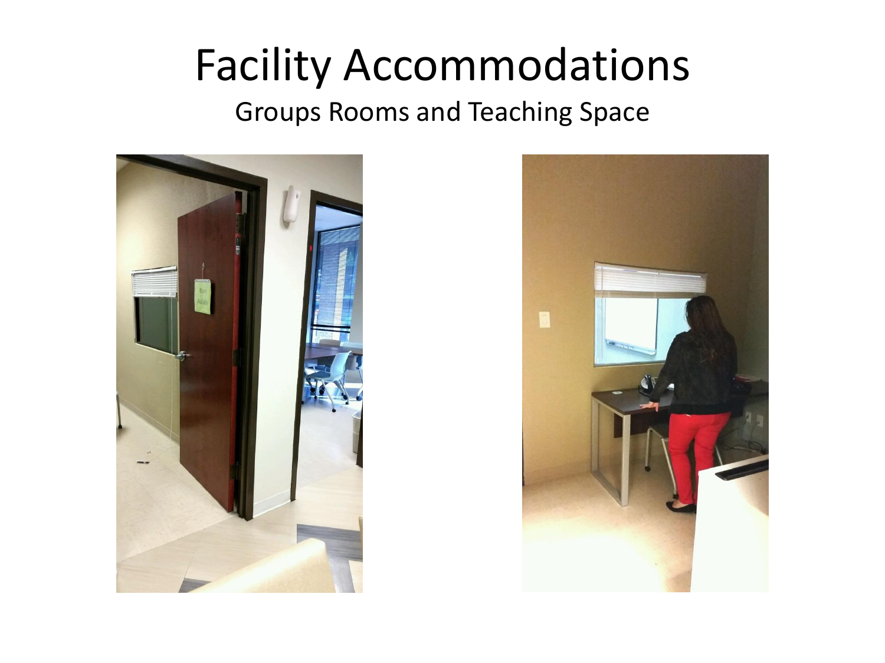# Facility Accommodations

Groups Rooms and Teaching Space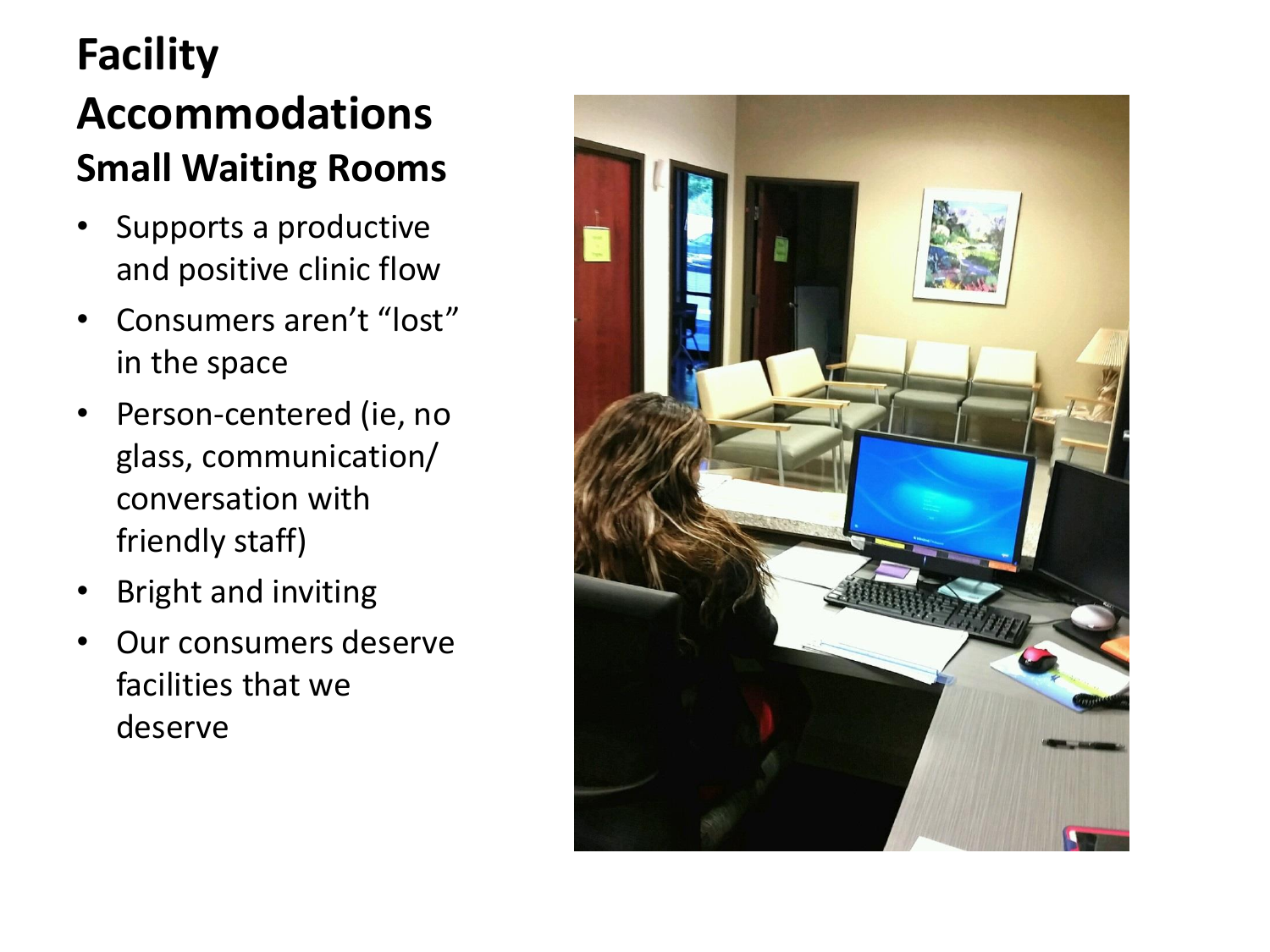# Facility Accommodations

## Small Waiting Rooms

- Supports a productive and positive clinic flow
- Consumers aren't "lost" in the space
- Person-centered (ie, no glass, communication/ conversation with friendly staff)
- Bright and inviting
- Our consumers deserve facilities that we deserve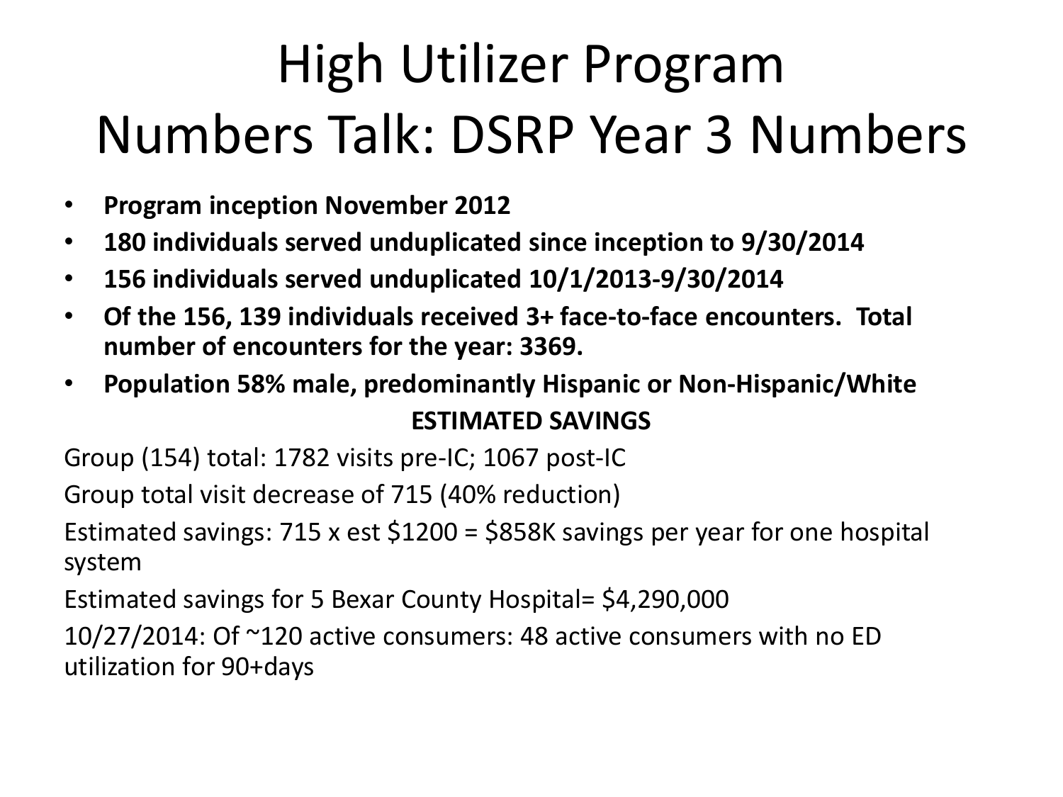# High Utilizer Program
# Numbers Talk: DSRP Year 3 Numbers

- **Program inception November 2012**
- **180 individuals served unduplicated since inception to 9/30/2014**
- **156 individuals served unduplicated 10/1/2013-9/30/2014**
- **Of the 156, 139 individuals received 3+ face-to-face encounters. Total number of encounters for the year: 3369.**
- **Population 58% male, predominantly Hispanic or Non-Hispanic/White**

**ESTIMATED SAVINGS**

Group (154) total: 1782 visits pre-IC; 1067 post-IC

Group total visit decrease of 715 (40% reduction)

Estimated savings: 715 x est $1200 = $858K savings per year for one hospital system

Estimated savings for 5 Bexar County Hospital= $4,290,000

10/27/2014: Of ~120 active consumers: 48 active consumers with no ED utilization for 90+days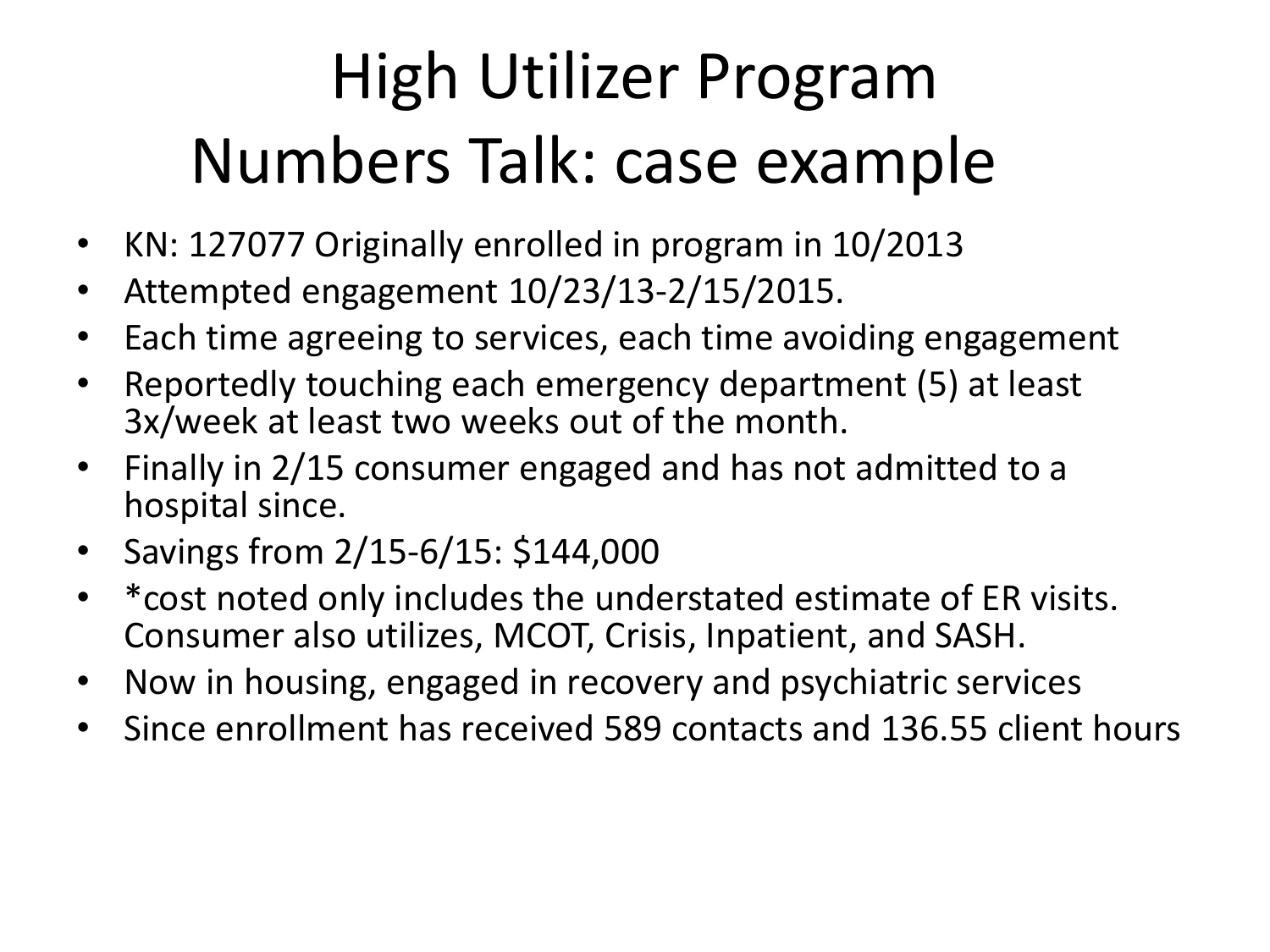# High Utilizer Program
# Numbers Talk: case example

- KN: 127077 Originally enrolled in program in 10/2013
- Attempted engagement 10/23/13-2/15/2015.
- Each time agreeing to services, each time avoiding engagement
- Reportedly touching each emergency department (5) at least 3x/week at least two weeks out of the month.
- Finally in 2/15 consumer engaged and has not admitted to a hospital since.
- Savings from 2/15-6/15: $144,000
- *cost noted only includes the understated estimate of ER visits. Consumer also utilizes, MCOT, Crisis, Inpatient, and SASH.
- Now in housing, engaged in recovery and psychiatric services
- Since enrollment has received 589 contacts and 136.55 client hours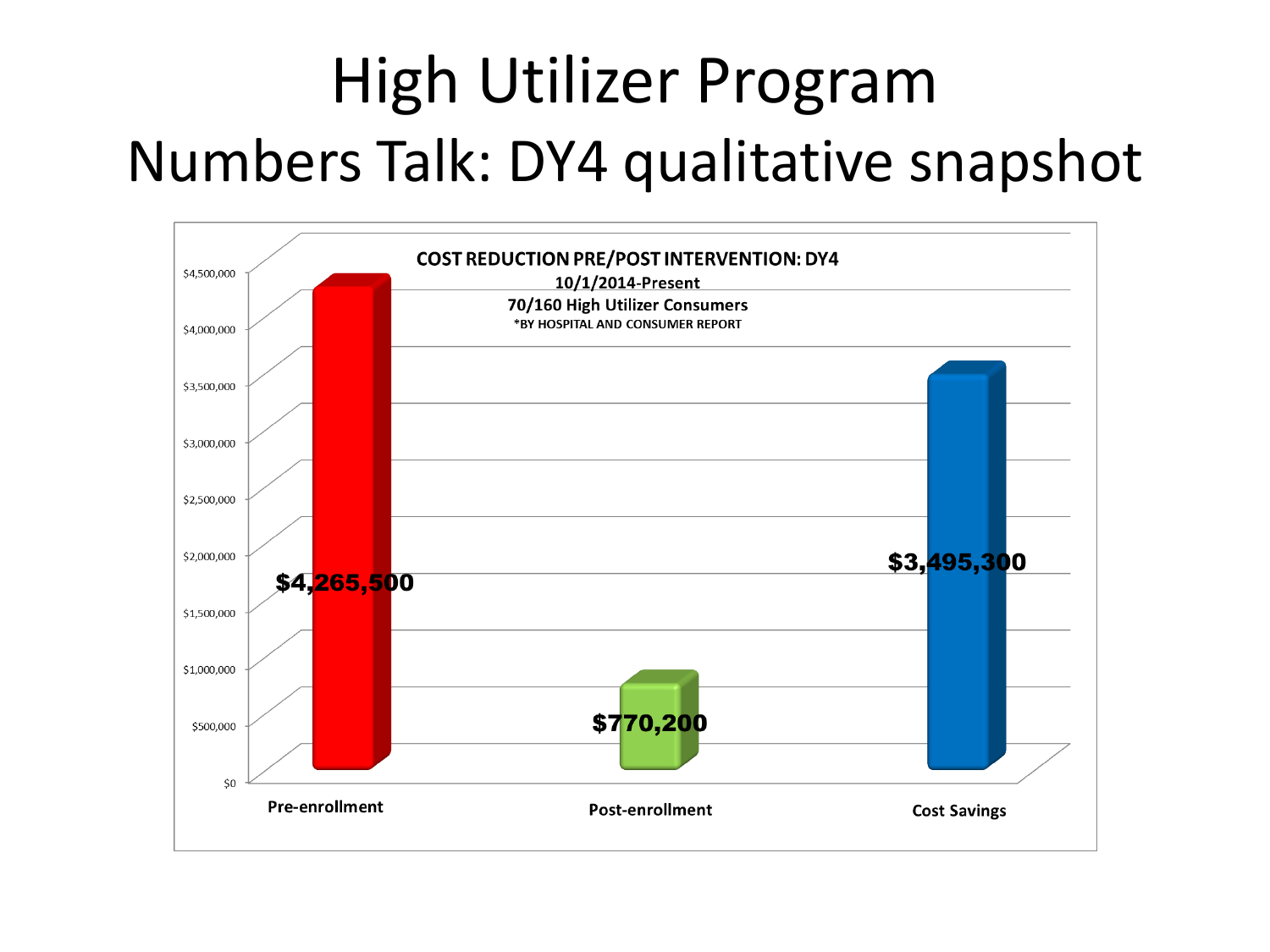# High Utilizer Program
## Numbers Talk: DY4 qualitative snapshot

**COST REDUCTION PRE/POST INTERVENTION: DY4**
**10/1/2014-Present**
**70/160 High Utilizer Consumers**
**\*BY HOSPITAL AND CONSUMER REPORT**

| Category | Amount |
|---|---|
| Pre-enrollment | $4,265,500 |
| Post-enrollment | $770,200 |
| Cost Savings | $3,495,300 |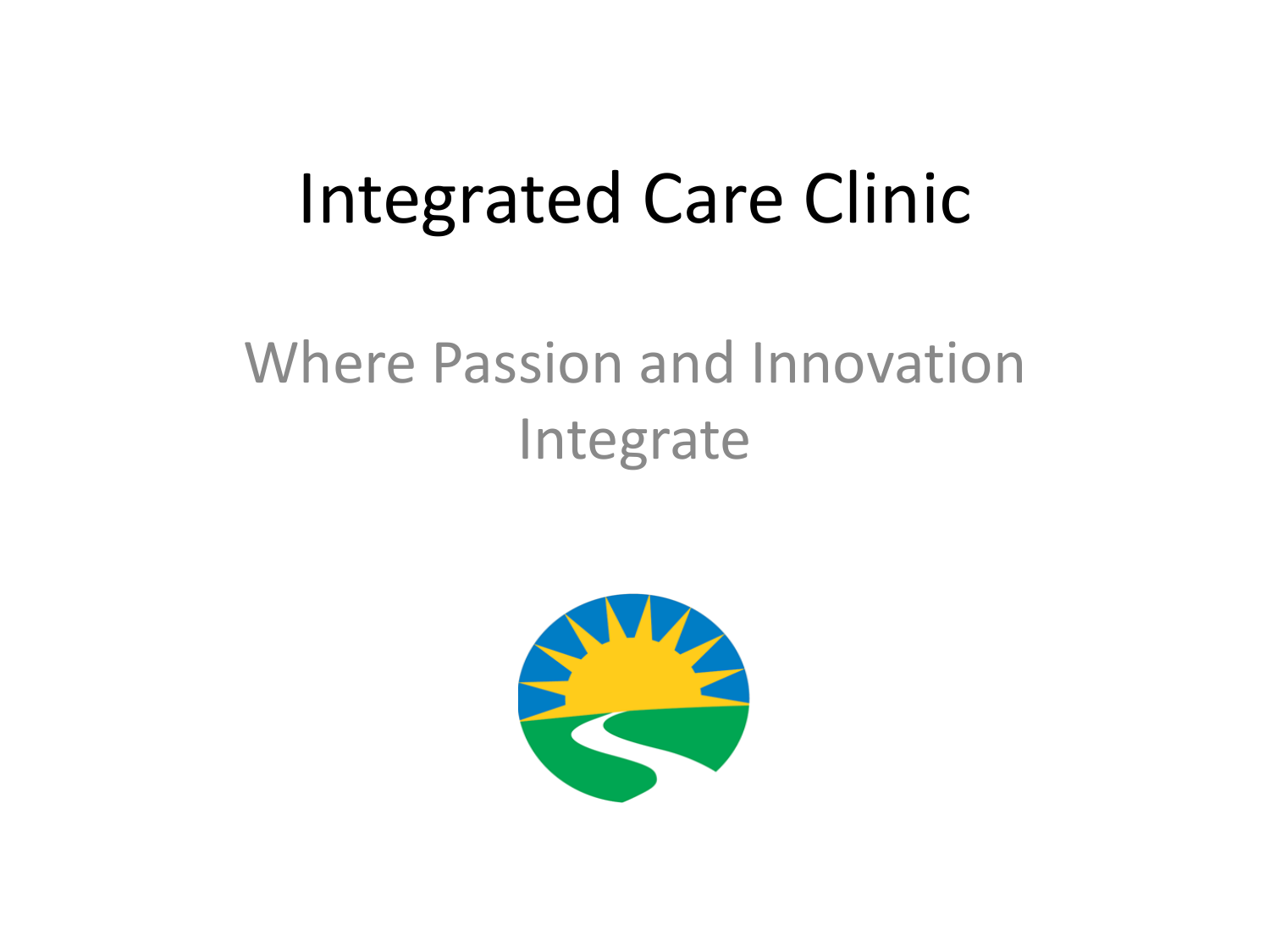# Integrated Care Clinic

Where Passion and Innovation Integrate